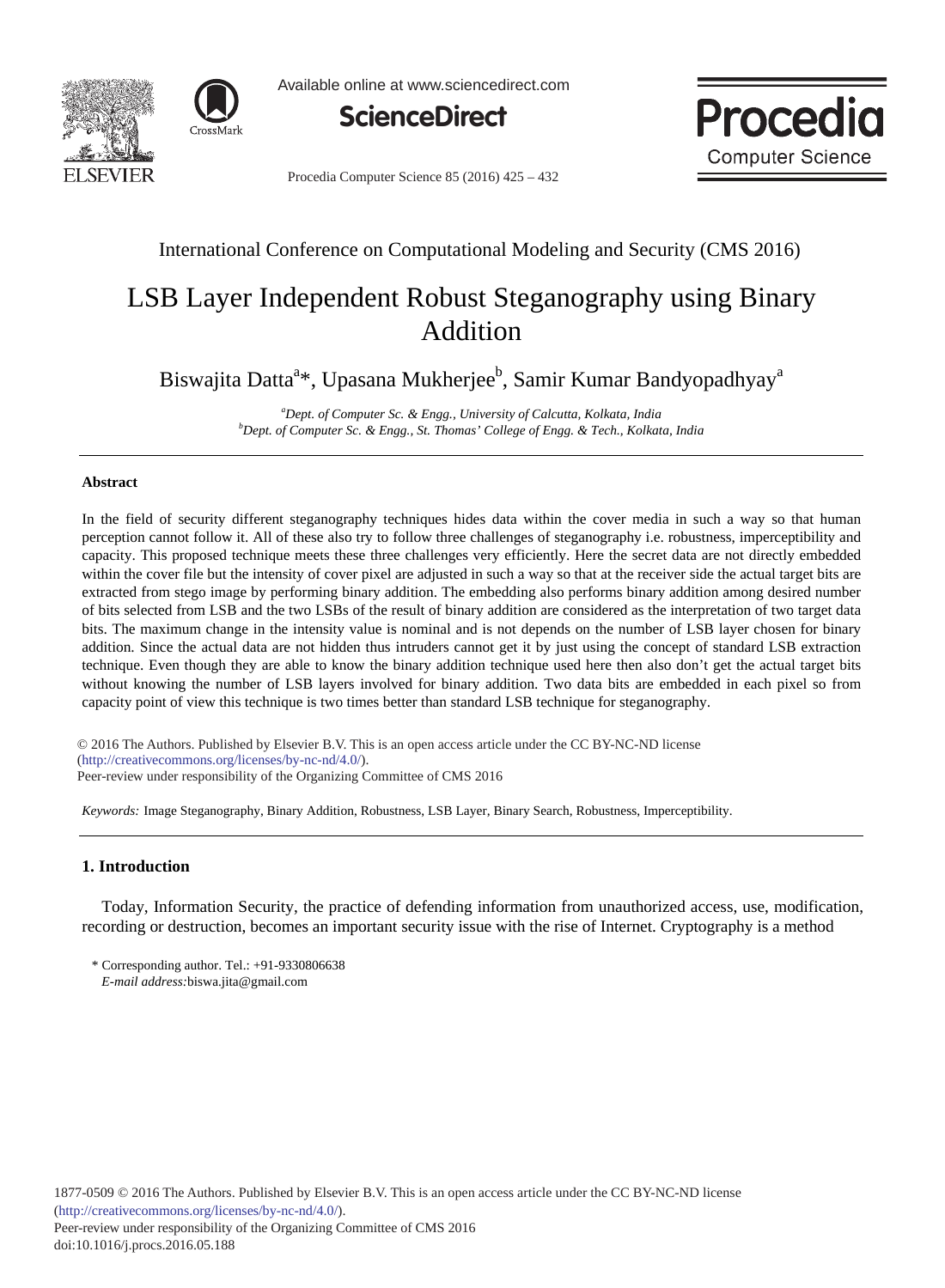International Conference on Computational Modeling and Security (CMS 2016)

# LSB Layer Independent Robust Steganography using Binary Addition

Biswajita Datta[a]*, Upasana Mukherjee[b], Samir Kumar Bandyopadhyay[a]

[a]*Dept. of Computer Sc. & Engg., University of Calcutta, Kolkata, India*
[b]*Dept. of Computer Sc. & Engg., St. Thomas' College of Engg. & Tech., Kolkata, India*

---

## Abstract

In the field of security different steganography techniques hides data within the cover media in such a way so that human perception cannot follow it. All of these also try to follow three challenges of steganography i.e. robustness, imperceptibility and capacity. This proposed technique meets these three challenges very efficiently. Here the secret data are not directly embedded within the cover file but the intensity of cover pixel are adjusted in such a way so that at the receiver side the actual target bits are extracted from stego image by performing binary addition. The embedding also performs binary addition among desired number of bits selected from LSB and the two LSBs of the result of binary addition are considered as the interpretation of two target data bits. The maximum change in the intensity value is nominal and is not depends on the number of LSB layer chosen for binary addition. Since the actual data are not hidden thus intruders cannot get it by just using the concept of standard LSB extraction technique. Even though they are able to know the binary addition technique used here then also don't get the actual target bits without knowing the number of LSB layers involved for binary addition. Two data bits are embedded in each pixel so from capacity point of view this technique is two times better than standard LSB technique for steganography.

© 2016 The Authors. Published by Elsevier B.V. This is an open access article under the CC BY-NC-ND license (http://creativecommons.org/licenses/by-nc-nd/4.0/).
Peer-review under responsibility of the Organizing Committee of CMS 2016

*Keywords:* Image Steganography, Binary Addition, Robustness, LSB Layer, Binary Search, Robustness, Imperceptibility.

---

## 1. Introduction

Today, Information Security, the practice of defending information from unauthorized access, use, modification, recording or destruction, becomes an important security issue with the rise of Internet. Cryptography is a method

\* Corresponding author. Tel.: +91-9330806638
*E-mail address:* biswa.jita@gmail.com

1877-0509 © 2016 The Authors. Published by Elsevier B.V. This is an open access article under the CC BY-NC-ND license (http://creativecommons.org/licenses/by-nc-nd/4.0/).
Peer-review under responsibility of the Organizing Committee of CMS 2016
doi:10.1016/j.procs.2016.05.188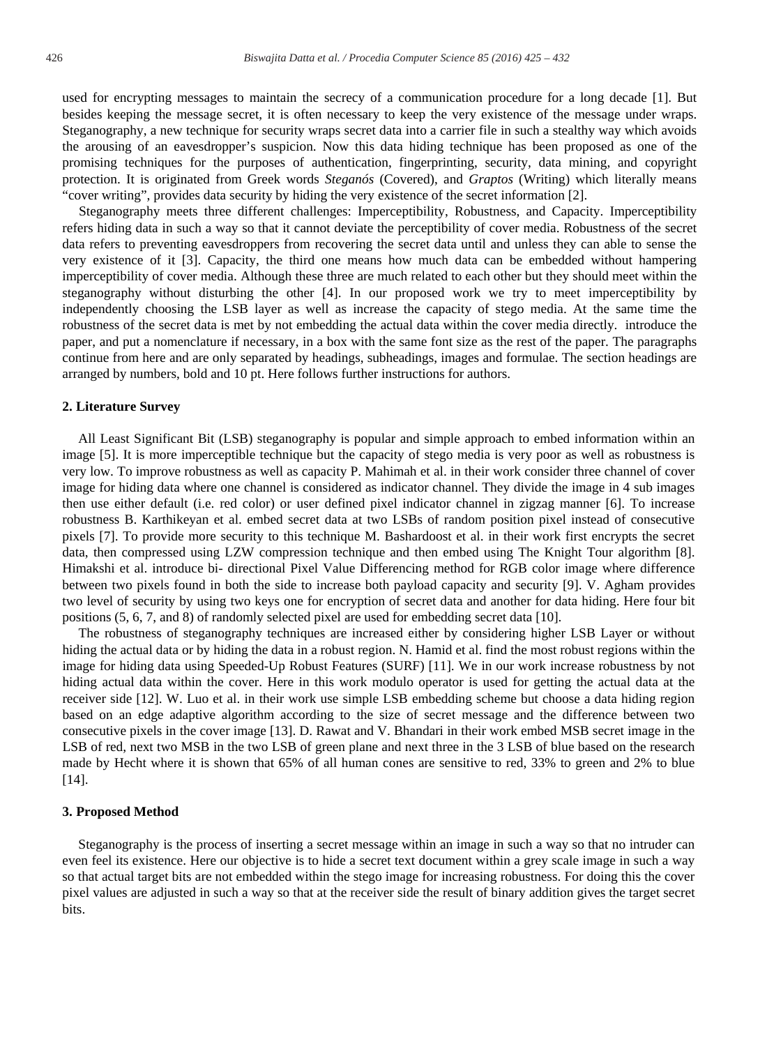used for encrypting messages to maintain the secrecy of a communication procedure for a long decade [1]. But besides keeping the message secret, it is often necessary to keep the very existence of the message under wraps. Steganography, a new technique for security wraps secret data into a carrier file in such a stealthy way which avoids the arousing of an eavesdropper's suspicion. Now this data hiding technique has been proposed as one of the promising techniques for the purposes of authentication, fingerprinting, security, data mining, and copyright protection. It is originated from Greek words *Steganós* (Covered), and *Graptos* (Writing) which literally means "cover writing", provides data security by hiding the very existence of the secret information [2].

Steganography meets three different challenges: Imperceptibility, Robustness, and Capacity. Imperceptibility refers hiding data in such a way so that it cannot deviate the perceptibility of cover media. Robustness of the secret data refers to preventing eavesdroppers from recovering the secret data until and unless they can able to sense the very existence of it [3]. Capacity, the third one means how much data can be embedded without hampering imperceptibility of cover media. Although these three are much related to each other but they should meet within the steganography without disturbing the other [4]. In our proposed work we try to meet imperceptibility by independently choosing the LSB layer as well as increase the capacity of stego media. At the same time the robustness of the secret data is met by not embedding the actual data within the cover media directly. introduce the paper, and put a nomenclature if necessary, in a box with the same font size as the rest of the paper. The paragraphs continue from here and are only separated by headings, subheadings, images and formulae. The section headings are arranged by numbers, bold and 10 pt. Here follows further instructions for authors.

## 2. Literature Survey

All Least Significant Bit (LSB) steganography is popular and simple approach to embed information within an image [5]. It is more imperceptible technique but the capacity of stego media is very poor as well as robustness is very low. To improve robustness as well as capacity P. Mahimah et al. in their work consider three channel of cover image for hiding data where one channel is considered as indicator channel. They divide the image in 4 sub images then use either default (i.e. red color) or user defined pixel indicator channel in zigzag manner [6]. To increase robustness B. Karthikeyan et al. embed secret data at two LSBs of random position pixel instead of consecutive pixels [7]. To provide more security to this technique M. Bashardoost et al. in their work first encrypts the secret data, then compressed using LZW compression technique and then embed using The Knight Tour algorithm [8]. Himakshi et al. introduce bi- directional Pixel Value Differencing method for RGB color image where difference between two pixels found in both the side to increase both payload capacity and security [9]. V. Agham provides two level of security by using two keys one for encryption of secret data and another for data hiding. Here four bit positions (5, 6, 7, and 8) of randomly selected pixel are used for embedding secret data [10].

The robustness of steganography techniques are increased either by considering higher LSB Layer or without hiding the actual data or by hiding the data in a robust region. N. Hamid et al. find the most robust regions within the image for hiding data using Speeded-Up Robust Features (SURF) [11]. We in our work increase robustness by not hiding actual data within the cover. Here in this work modulo operator is used for getting the actual data at the receiver side [12]. W. Luo et al. in their work use simple LSB embedding scheme but choose a data hiding region based on an edge adaptive algorithm according to the size of secret message and the difference between two consecutive pixels in the cover image [13]. D. Rawat and V. Bhandari in their work embed MSB secret image in the LSB of red, next two MSB in the two LSB of green plane and next three in the 3 LSB of blue based on the research made by Hecht where it is shown that 65% of all human cones are sensitive to red, 33% to green and 2% to blue [14].

## 3. Proposed Method

Steganography is the process of inserting a secret message within an image in such a way so that no intruder can even feel its existence. Here our objective is to hide a secret text document within a grey scale image in such a way so that actual target bits are not embedded within the stego image for increasing robustness. For doing this the cover pixel values are adjusted in such a way so that at the receiver side the result of binary addition gives the target secret bits.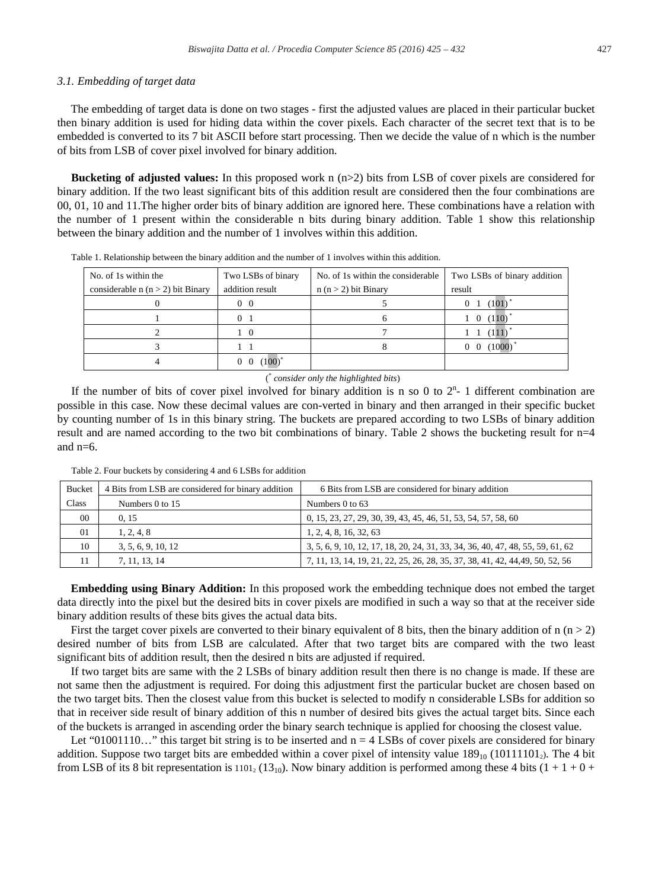### 3.1. Embedding of target data

The embedding of target data is done on two stages - first the adjusted values are placed in their particular bucket then binary addition is used for hiding data within the cover pixels. Each character of the secret text that is to be embedded is converted to its 7 bit ASCII before start processing. Then we decide the value of n which is the number of bits from LSB of cover pixel involved for binary addition.

**Bucketing of adjusted values:** In this proposed work n (n>2) bits from LSB of cover pixels are considered for binary addition. If the two least significant bits of this addition result are considered then the four combinations are 00, 01, 10 and 11.The higher order bits of binary addition are ignored here. These combinations have a relation with the number of 1 present within the considerable n bits during binary addition. Table 1 show this relationship between the binary addition and the number of 1 involves within this addition.

Table 1. Relationship between the binary addition and the number of 1 involves within this addition.

| No. of 1s within the considerable n (n > 2) bit Binary | Two LSBs of binary addition result | No. of 1s within the considerable n (n > 2) bit Binary | Two LSBs of binary addition result |
|---|---|---|---|
| 0 | 0 0 | 5 | 0 1 (101)* |
| 1 | 0 1 | 6 | 1 0 (110)* |
| 2 | 1 0 | 7 | 1 1 (111)* |
| 3 | 1 1 | 8 | 0 0 (1000)* |
| 4 | 0 0 (100)* | | |

(* *consider only the highlighted bits*)

If the number of bits of cover pixel involved for binary addition is n so 0 to $2^n$- 1 different combination are possible in this case. Now these decimal values are con-verted in binary and then arranged in their specific bucket by counting number of 1s in this binary string. The buckets are prepared according to two LSBs of binary addition result and are named according to the two bit combinations of binary. Table 2 shows the bucketing result for n=4 and n=6.

Table 2. Four buckets by considering 4 and 6 LSBs for addition

| Bucket Class | 4 Bits from LSB are considered for binary addition | 6 Bits from LSB are considered for binary addition |
|---|---|---|
| | Numbers 0 to 15 | Numbers 0 to 63 |
| 00 | 0, 15 | 0, 15, 23, 27, 29, 30, 39, 43, 45, 46, 51, 53, 54, 57, 58, 60 |
| 01 | 1, 2, 4, 8 | 1, 2, 4, 8, 16, 32, 63 |
| 10 | 3, 5, 6, 9, 10, 12 | 3, 5, 6, 9, 10, 12, 17, 18, 20, 24, 31, 33, 34, 36, 40, 47, 48, 55, 59, 61, 62 |
| 11 | 7, 11, 13, 14 | 7, 11, 13, 14, 19, 21, 22, 25, 26, 28, 35, 37, 38, 41, 42, 44,49, 50, 52, 56 |

**Embedding using Binary Addition:** In this proposed work the embedding technique does not embed the target data directly into the pixel but the desired bits in cover pixels are modified in such a way so that at the receiver side binary addition results of these bits gives the actual data bits.

First the target cover pixels are converted to their binary equivalent of 8 bits, then the binary addition of n (n > 2) desired number of bits from LSB are calculated. After that two target bits are compared with the two least significant bits of addition result, then the desired n bits are adjusted if required.

If two target bits are same with the 2 LSBs of binary addition result then there is no change is made. If these are not same then the adjustment is required. For doing this adjustment first the particular bucket are chosen based on the two target bits. Then the closest value from this bucket is selected to modify n considerable LSBs for addition so that in receiver side result of binary addition of this n number of desired bits gives the actual target bits. Since each of the buckets is arranged in ascending order the binary search technique is applied for choosing the closest value.

Let "01001110…" this target bit string is to be inserted and n = 4 LSBs of cover pixels are considered for binary addition. Suppose two target bits are embedded within a cover pixel of intensity value $189_{10}$ ($10111101_2$). The 4 bit from LSB of its 8 bit representation is $1101_2$ ($13_{10}$). Now binary addition is performed among these 4 bits (1 + 1 + 0 +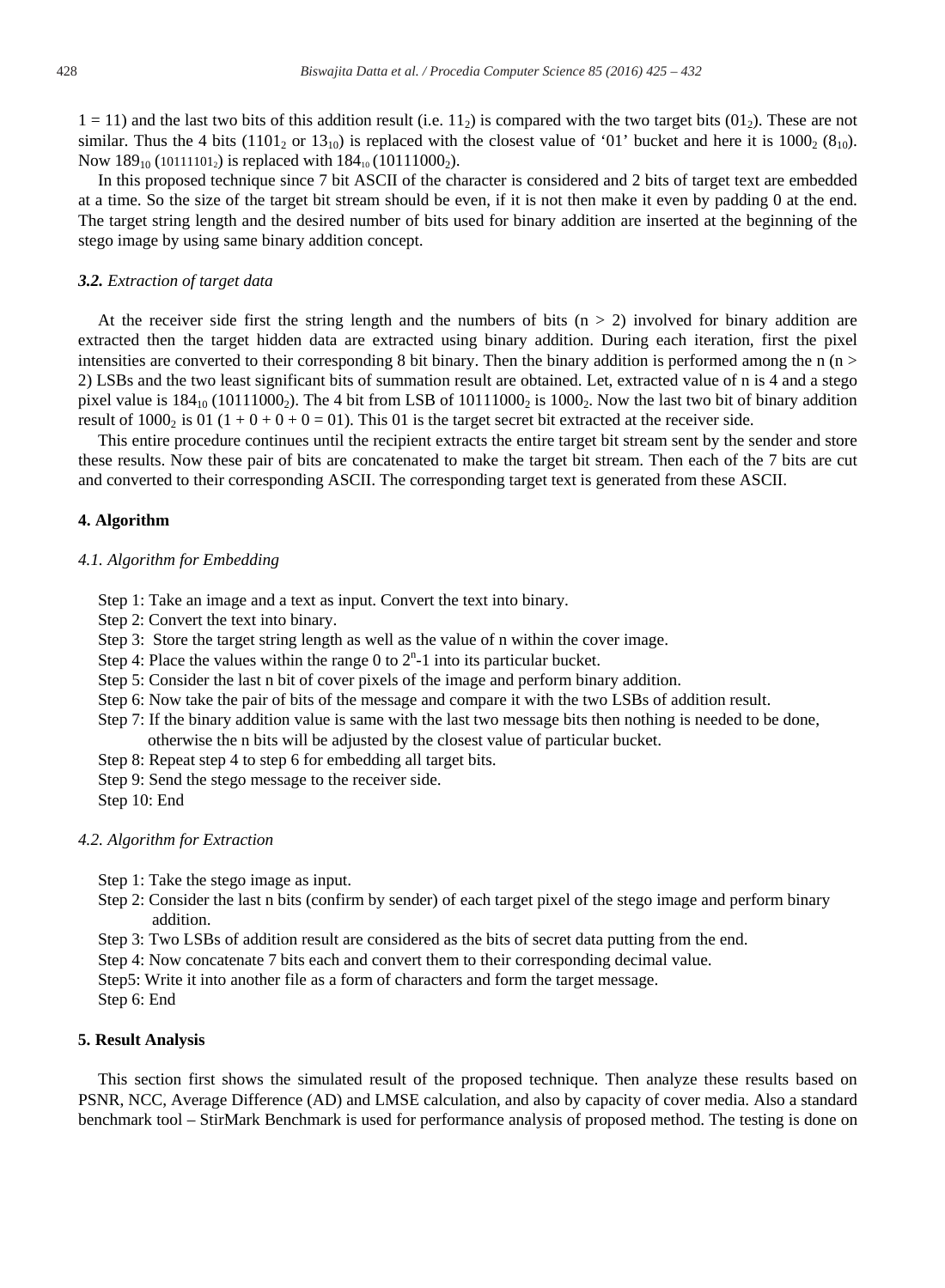1 = 11) and the last two bits of this addition result (i.e. $11_2$) is compared with the two target bits ($01_2$). These are not similar. Thus the 4 bits ($1101_2$ or $13_{10}$) is replaced with the closest value of '01' bucket and here it is $1000_2$ ($8_{10}$). Now $189_{10}$ ($10111101_2$) is replaced with $184_{10}$ ($10111000_2$).

In this proposed technique since 7 bit ASCII of the character is considered and 2 bits of target text are embedded at a time. So the size of the target bit stream should be even, if it is not then make it even by padding 0 at the end. The target string length and the desired number of bits used for binary addition are inserted at the beginning of the stego image by using same binary addition concept.

### 3.2. Extraction of target data

At the receiver side first the string length and the numbers of bits ($n > 2$) involved for binary addition are extracted then the target hidden data are extracted using binary addition. During each iteration, first the pixel intensities are converted to their corresponding 8 bit binary. Then the binary addition is performed among the n ($n > 2$) LSBs and the two least significant bits of summation result are obtained. Let, extracted value of n is 4 and a stego pixel value is $184_{10}$ ($10111000_2$). The 4 bit from LSB of $10111000_2$ is $1000_2$. Now the last two bit of binary addition result of $1000_2$ is 01 (1 + 0 + 0 + 0 = 01). This 01 is the target secret bit extracted at the receiver side.

This entire procedure continues until the recipient extracts the entire target bit stream sent by the sender and store these results. Now these pair of bits are concatenated to make the target bit stream. Then each of the 7 bits are cut and converted to their corresponding ASCII. The corresponding target text is generated from these ASCII.

## 4. Algorithm

### 4.1. Algorithm for Embedding

Step 1: Take an image and a text as input. Convert the text into binary.
Step 2: Convert the text into binary.
Step 3: Store the target string length as well as the value of n within the cover image.
Step 4: Place the values within the range 0 to $2^n$-1 into its particular bucket.
Step 5: Consider the last n bit of cover pixels of the image and perform binary addition.
Step 6: Now take the pair of bits of the message and compare it with the two LSBs of addition result.
Step 7: If the binary addition value is same with the last two message bits then nothing is needed to be done, otherwise the n bits will be adjusted by the closest value of particular bucket.
Step 8: Repeat step 4 to step 6 for embedding all target bits.
Step 9: Send the stego message to the receiver side.
Step 10: End

### 4.2. Algorithm for Extraction

Step 1: Take the stego image as input.
Step 2: Consider the last n bits (confirm by sender) of each target pixel of the stego image and perform binary addition.
Step 3: Two LSBs of addition result are considered as the bits of secret data putting from the end.
Step 4: Now concatenate 7 bits each and convert them to their corresponding decimal value.
Step5: Write it into another file as a form of characters and form the target message.
Step 6: End

## 5. Result Analysis

This section first shows the simulated result of the proposed technique. Then analyze these results based on PSNR, NCC, Average Difference (AD) and LMSE calculation, and also by capacity of cover media. Also a standard benchmark tool – StirMark Benchmark is used for performance analysis of proposed method. The testing is done on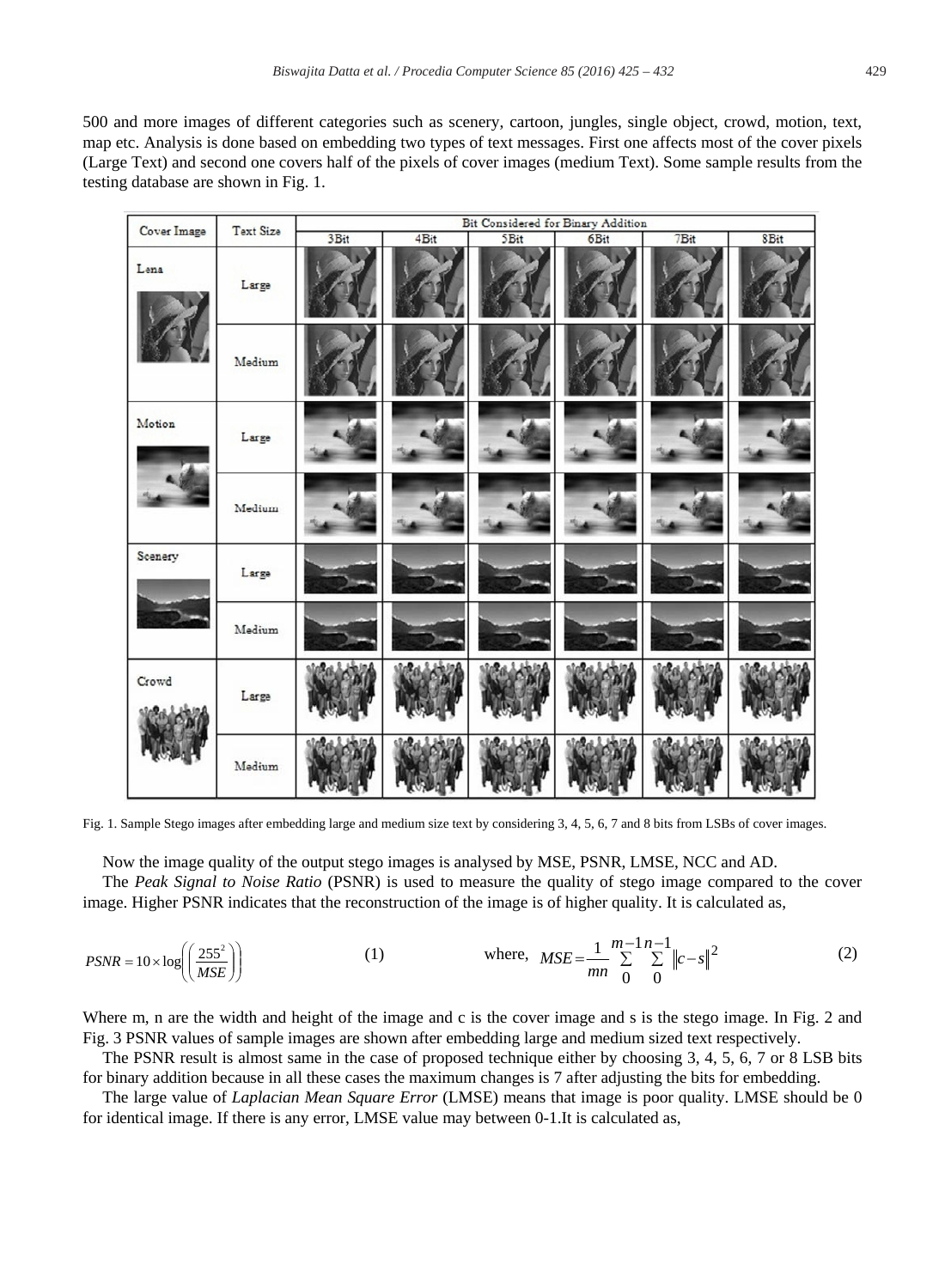500 and more images of different categories such as scenery, cartoon, jungles, single object, crowd, motion, text, map etc. Analysis is done based on embedding two types of text messages. First one affects most of the cover pixels (Large Text) and second one covers half of the pixels of cover images (medium Text). Some sample results from the testing database are shown in Fig. 1.

Fig. 1. Sample Stego images after embedding large and medium size text by considering 3, 4, 5, 6, 7 and 8 bits from LSBs of cover images.

Now the image quality of the output stego images is analysed by MSE, PSNR, LMSE, NCC and AD.

The *Peak Signal to Noise Ratio* (PSNR) is used to measure the quality of stego image compared to the cover image. Higher PSNR indicates that the reconstruction of the image is of higher quality. It is calculated as,

$$PSNR = 10 \times \log\left(\left(\frac{255^2}{MSE}\right)\right) \quad (1) \qquad \text{where, } MSE = \frac{1}{mn}\sum_{0}^{m-1}\sum_{0}^{n-1}\|c-s\|^2 \quad (2)$$

Where m, n are the width and height of the image and c is the cover image and s is the stego image. In Fig. 2 and Fig. 3 PSNR values of sample images are shown after embedding large and medium sized text respectively.

The PSNR result is almost same in the case of proposed technique either by choosing 3, 4, 5, 6, 7 or 8 LSB bits for binary addition because in all these cases the maximum changes is 7 after adjusting the bits for embedding.

The large value of *Laplacian Mean Square Error* (LMSE) means that image is poor quality. LMSE should be 0 for identical image. If there is any error, LMSE value may between 0-1.It is calculated as,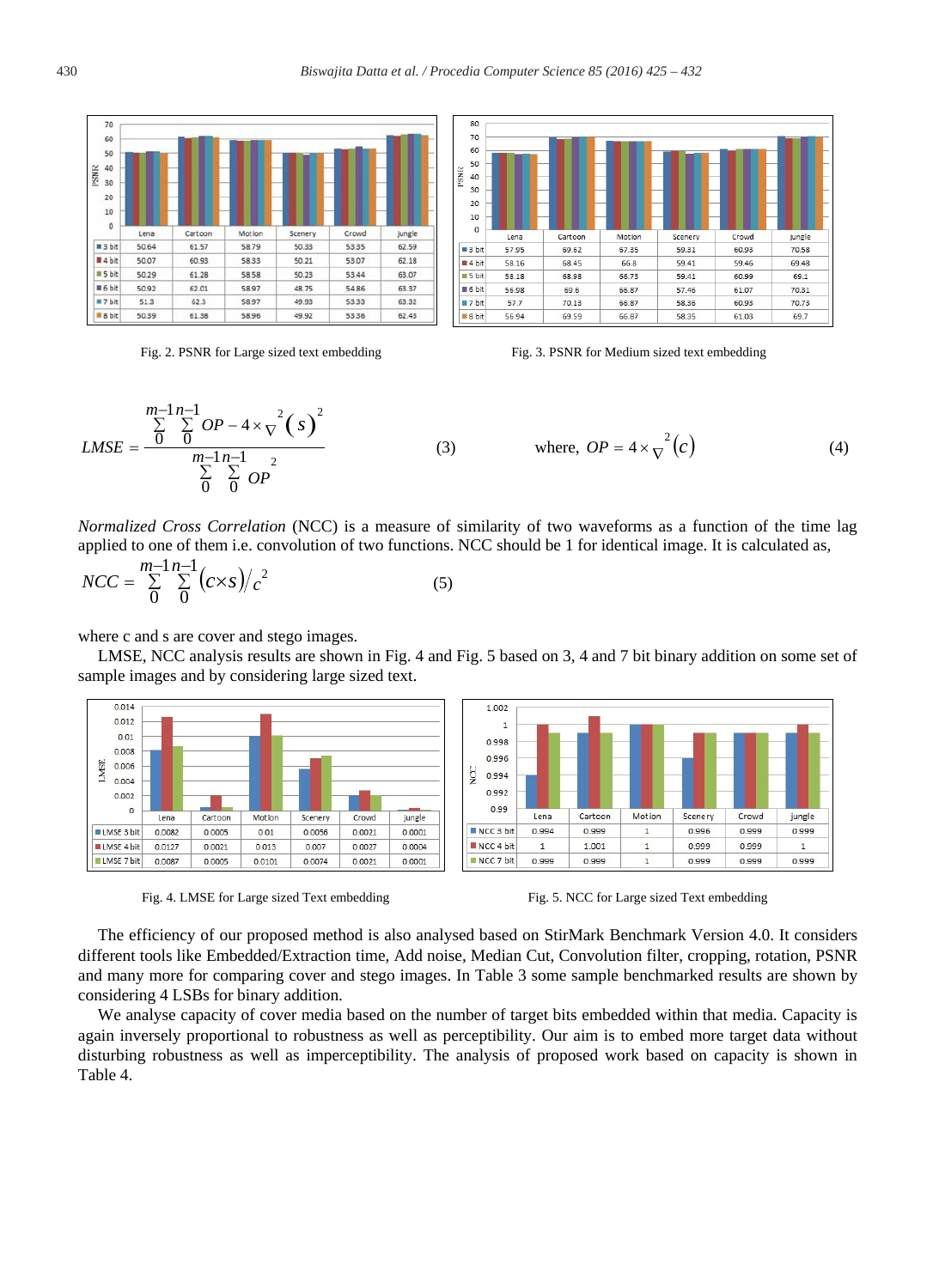| | Lena | Cartoon | Motion | Scenery | Crowd | Jungle |
|---|---|---|---|---|---|---|
| 3 bit | 50.64 | 61.57 | 58.79 | 50.33 | 53.35 | 62.59 |
| 4 bit | 50.07 | 60.93 | 58.33 | 50.21 | 53.07 | 62.18 |
| 5 bit | 50.29 | 61.28 | 58.58 | 50.23 | 53.44 | 63.07 |
| 6 bit | 50.92 | 62.01 | 58.97 | 48.75 | 54.86 | 63.37 |
| 7 bit | 51.3 | 62.3 | 58.97 | 49.93 | 53.33 | 63.32 |
| 8 bit | 50.39 | 61.38 | 58.96 | 49.92 | 53.36 | 62.43 |

Fig. 2. PSNR for Large sized text embedding

| | Lena | Cartoon | Motion | Scenery | Crowd | Jungle |
|---|---|---|---|---|---|---|
| 3 bit | 57.95 | 69.62 | 67.35 | 59.31 | 60.93 | 70.58 |
| 4 bit | 58.16 | 68.45 | 66.8 | 59.41 | 59.46 | 69.48 |
| 5 bit | 58.18 | 68.98 | 66.73 | 59.41 | 60.99 | 69.1 |
| 6 bit | 56.98 | 69.6 | 66.87 | 57.46 | 61.07 | 70.31 |
| 7 bit | 57.7 | 70.13 | 66.87 | 58.36 | 60.93 | 70.73 |
| 8 bit | 56.94 | 69.59 | 66.87 | 58.35 | 61.03 | 69.7 |

Fig. 3. PSNR for Medium sized text embedding

$$LMSE = \frac{\sum_{0}^{m-1}\sum_{0}^{n-1}\left(OP - 4\times\nabla^2(s)\right)^2}{\sum_{0}^{m-1}\sum_{0}^{n-1} OP^2} \qquad (3)$$

$$\text{where, } OP = 4\times\nabla^2(c) \qquad (4)$$

*Normalized Cross Correlation* (NCC) is a measure of similarity of two waveforms as a function of the time lag applied to one of them i.e. convolution of two functions. NCC should be 1 for identical image. It is calculated as,

$$NCC = \sum_{0}^{m-1}\sum_{0}^{n-1}(c\times s)/c^2 \qquad (5)$$

where c and s are cover and stego images.

LMSE, NCC analysis results are shown in Fig. 4 and Fig. 5 based on 3, 4 and 7 bit binary addition on some set of sample images and by considering large sized text.

| | Lena | Cartoon | Motion | Scenery | Crowd | Jungle |
|---|---|---|---|---|---|---|
| LMSE 3 bit | 0.0082 | 0.0005 | 0.01 | 0.0056 | 0.0021 | 0.0001 |
| LMSE 4 bit | 0.0127 | 0.0021 | 0.013 | 0.007 | 0.0027 | 0.0004 |
| LMSE 7 bit | 0.0087 | 0.0005 | 0.0101 | 0.0074 | 0.0021 | 0.0001 |

Fig. 4. LMSE for Large sized Text embedding

| | Lena | Cartoon | Motion | Scenery | Crowd | Jungle |
|---|---|---|---|---|---|---|
| NCC 3 bit | 0.994 | 0.999 | 1 | 0.996 | 0.999 | 0.999 |
| NCC 4 bit | 1 | 1.001 | 1 | 0.999 | 0.999 | 1 |
| NCC 7 bit | 0.999 | 0.999 | 1 | 0.999 | 0.999 | 0.999 |

Fig. 5. NCC for Large sized Text embedding

The efficiency of our proposed method is also analysed based on StirMark Benchmark Version 4.0. It considers different tools like Embedded/Extraction time, Add noise, Median Cut, Convolution filter, cropping, rotation, PSNR and many more for comparing cover and stego images. In Table 3 some sample benchmarked results are shown by considering 4 LSBs for binary addition.

We analyse capacity of cover media based on the number of target bits embedded within that media. Capacity is again inversely proportional to robustness as well as perceptibility. Our aim is to embed more target data without disturbing robustness as well as imperceptibility. The analysis of proposed work based on capacity is shown in Table 4.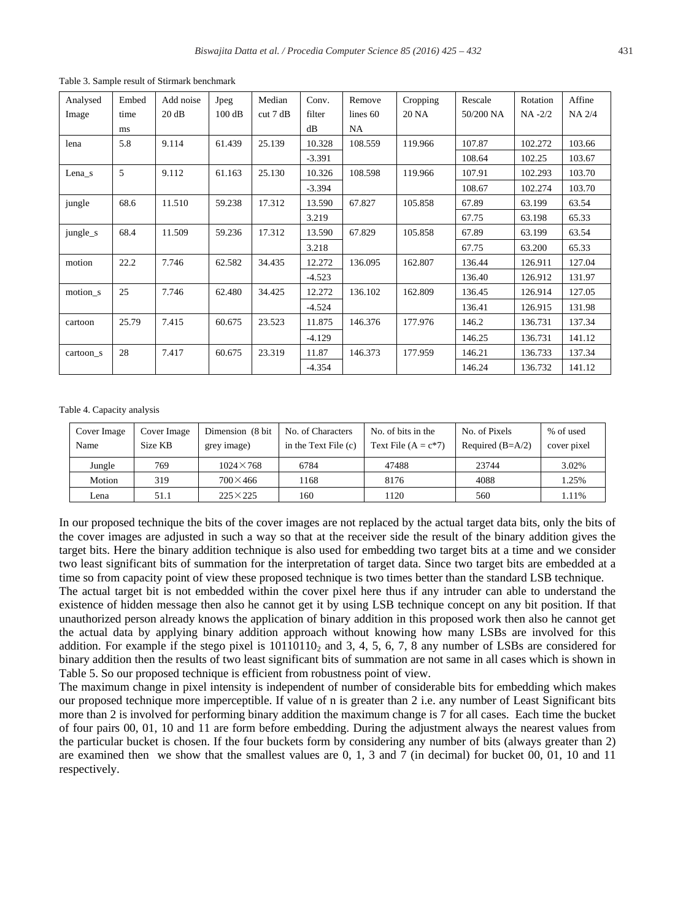Table 3. Sample result of Stirmark benchmark

| Analysed Image | Embed time ms | Add noise 20 dB | Jpeg 100 dB | Median cut 7 dB | Conv. filter dB | Remove lines 60 NA | Cropping 20 NA | Rescale 50/200 NA | Rotation NA -2/2 | Affine NA 2/4 |
|---|---|---|---|---|---|---|---|---|---|---|
| lena | 5.8 | 9.114 | 61.439 | 25.139 | 10.328 | 108.559 | 119.966 | 107.87 | 102.272 | 103.66 |
| | | | | | -3.391 | | | 108.64 | 102.25 | 103.67 |
| Lena_s | 5 | 9.112 | 61.163 | 25.130 | 10.326 | 108.598 | 119.966 | 107.91 | 102.293 | 103.70 |
| | | | | | -3.394 | | | 108.67 | 102.274 | 103.70 |
| jungle | 68.6 | 11.510 | 59.238 | 17.312 | 13.590 | 67.827 | 105.858 | 67.89 | 63.199 | 63.54 |
| | | | | | 3.219 | | | 67.75 | 63.198 | 65.33 |
| jungle_s | 68.4 | 11.509 | 59.236 | 17.312 | 13.590 | 67.829 | 105.858 | 67.89 | 63.199 | 63.54 |
| | | | | | 3.218 | | | 67.75 | 63.200 | 65.33 |
| motion | 22.2 | 7.746 | 62.582 | 34.435 | 12.272 | 136.095 | 162.807 | 136.44 | 126.911 | 127.04 |
| | | | | | -4.523 | | | 136.40 | 126.912 | 131.97 |
| motion_s | 25 | 7.746 | 62.480 | 34.425 | 12.272 | 136.102 | 162.809 | 136.45 | 126.914 | 127.05 |
| | | | | | -4.524 | | | 136.41 | 126.915 | 131.98 |
| cartoon | 25.79 | 7.415 | 60.675 | 23.523 | 11.875 | 146.376 | 177.976 | 146.2 | 136.731 | 137.34 |
| | | | | | -4.129 | | | 146.25 | 136.731 | 141.12 |
| cartoon_s | 28 | 7.417 | 60.675 | 23.319 | 11.87 | 146.373 | 177.959 | 146.21 | 136.733 | 137.34 |
| | | | | | -4.354 | | | 146.24 | 136.732 | 141.12 |

Table 4. Capacity analysis

| Cover Image Name | Cover Image Size KB | Dimension (8 bit grey image) | No. of Characters in the Text File (c) | No. of bits in the Text File (A = c*7) | No. of Pixels Required (B=A/2) | % of used cover pixel |
|---|---|---|---|---|---|---|
| Jungle | 769 | 1024×768 | 6784 | 47488 | 23744 | 3.02% |
| Motion | 319 | 700×466 | 1168 | 8176 | 4088 | 1.25% |
| Lena | 51.1 | 225×225 | 160 | 1120 | 560 | 1.11% |

In our proposed technique the bits of the cover images are not replaced by the actual target data bits, only the bits of the cover images are adjusted in such a way so that at the receiver side the result of the binary addition gives the target bits. Here the binary addition technique is also used for embedding two target bits at a time and we consider two least significant bits of summation for the interpretation of target data. Since two target bits are embedded at a time so from capacity point of view these proposed technique is two times better than the standard LSB technique.

The actual target bit is not embedded within the cover pixel here thus if any intruder can able to understand the existence of hidden message then also he cannot get it by using LSB technique concept on any bit position. If that unauthorized person already knows the application of binary addition in this proposed work then also he cannot get the actual data by applying binary addition approach without knowing how many LSBs are involved for this addition. For example if the stego pixel is $10110110_2$ and 3, 4, 5, 6, 7, 8 any number of LSBs are considered for binary addition then the results of two least significant bits of summation are not same in all cases which is shown in Table 5. So our proposed technique is efficient from robustness point of view.

The maximum change in pixel intensity is independent of number of considerable bits for embedding which makes our proposed technique more imperceptible. If value of n is greater than 2 i.e. any number of Least Significant bits more than 2 is involved for performing binary addition the maximum change is 7 for all cases. Each time the bucket of four pairs 00, 01, 10 and 11 are form before embedding. During the adjustment always the nearest values from the particular bucket is chosen. If the four buckets form by considering any number of bits (always greater than 2) are examined then we show that the smallest values are 0, 1, 3 and 7 (in decimal) for bucket 00, 01, 10 and 11 respectively.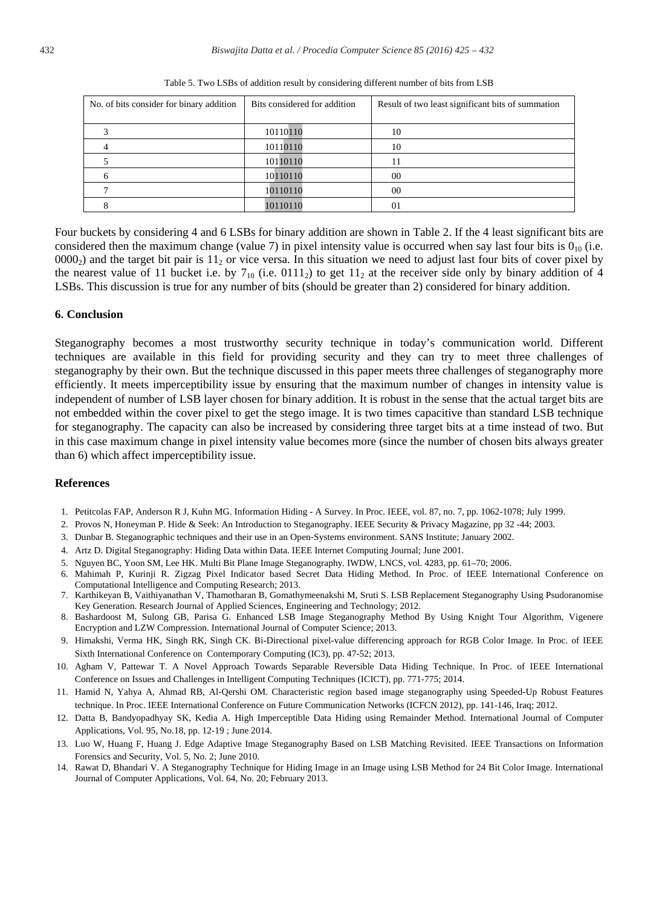Table 5. Two LSBs of addition result by considering different number of bits from LSB

| No. of bits consider for binary addition | Bits considered for addition | Result of two least significant bits of summation |
|---|---|---|
| 3 | 10110110 | 10 |
| 4 | 10110110 | 10 |
| 5 | 10110110 | 11 |
| 6 | 10110110 | 00 |
| 7 | 10110110 | 00 |
| 8 | 10110110 | 01 |

Four buckets by considering 4 and 6 LSBs for binary addition are shown in Table 2. If the 4 least significant bits are considered then the maximum change (value 7) in pixel intensity value is occurred when say last four bits is $0_{10}$ (i.e. $0000_2$) and the target bit pair is $11_2$ or vice versa. In this situation we need to adjust last four bits of cover pixel by the nearest value of 11 bucket i.e. by $7_{10}$ (i.e. $0111_2$) to get $11_2$ at the receiver side only by binary addition of 4 LSBs. This discussion is true for any number of bits (should be greater than 2) considered for binary addition.

## 6. Conclusion

Steganography becomes a most trustworthy security technique in today's communication world. Different techniques are available in this field for providing security and they can try to meet three challenges of steganography by their own. But the technique discussed in this paper meets three challenges of steganography more efficiently. It meets imperceptibility issue by ensuring that the maximum number of changes in intensity value is independent of number of LSB layer chosen for binary addition. It is robust in the sense that the actual target bits are not embedded within the cover pixel to get the stego image. It is two times capacitive than standard LSB technique for steganography. The capacity can also be increased by considering three target bits at a time instead of two. But in this case maximum change in pixel intensity value becomes more (since the number of chosen bits always greater than 6) which affect imperceptibility issue.

## References

1. Petitcolas FAP, Anderson R J, Kuhn MG. Information Hiding - A Survey. In Proc. IEEE, vol. 87, no. 7, pp. 1062-1078; July 1999.
2. Provos N, Honeyman P. Hide & Seek: An Introduction to Steganography. IEEE Security & Privacy Magazine, pp 32 -44; 2003.
3. Dunbar B. Steganographic techniques and their use in an Open-Systems environment. SANS Institute; January 2002.
4. Artz D. Digital Steganography: Hiding Data within Data. IEEE Internet Computing Journal; June 2001.
5. Nguyen BC, Yoon SM, Lee HK. Multi Bit Plane Image Steganography. IWDW, LNCS, vol. 4283, pp. 61–70; 2006.
6. Mahimah P, Kurinji R. Zigzag Pixel Indicator based Secret Data Hiding Method. In Proc. of IEEE International Conference on Computational Intelligence and Computing Research; 2013.
7. Karthikeyan B, Vaithiyanathan V, Thamotharan B, Gomathymeenakshi M, Sruti S. LSB Replacement Steganography Using Psudoranomise Key Generation. Research Journal of Applied Sciences, Engineering and Technology; 2012.
8. Bashardoost M, Sulong GB, Parisa G. Enhanced LSB Image Steganography Method By Using Knight Tour Algorithm, Vigenere Encryption and LZW Compression. International Journal of Computer Science; 2013.
9. Himakshi, Verma HK, Singh RK, Singh CK. Bi-Directional pixel-value differencing approach for RGB Color Image. In Proc. of IEEE Sixth International Conference on Contemporary Computing (IC3), pp. 47-52; 2013.
10. Agham V, Pattewar T. A Novel Approach Towards Separable Reversible Data Hiding Technique. In Proc. of IEEE International Conference on Issues and Challenges in Intelligent Computing Techniques (ICICT), pp. 771-775; 2014.
11. Hamid N, Yahya A, Ahmad RB, Al-Qershi OM. Characteristic region based image steganography using Speeded-Up Robust Features technique. In Proc. IEEE International Conference on Future Communication Networks (ICFCN 2012), pp. 141-146, Iraq; 2012.
12. Datta B, Bandyopadhyay SK, Kedia A. High Imperceptible Data Hiding using Remainder Method. International Journal of Computer Applications, Vol. 95, No.18, pp. 12-19 ; June 2014.
13. Luo W, Huang F, Huang J. Edge Adaptive Image Steganography Based on LSB Matching Revisited. IEEE Transactions on Information Forensics and Security, Vol. 5, No. 2; June 2010.
14. Rawat D, Bhandari V. A Steganography Technique for Hiding Image in an Image using LSB Method for 24 Bit Color Image. International Journal of Computer Applications, Vol. 64, No. 20; February 2013.